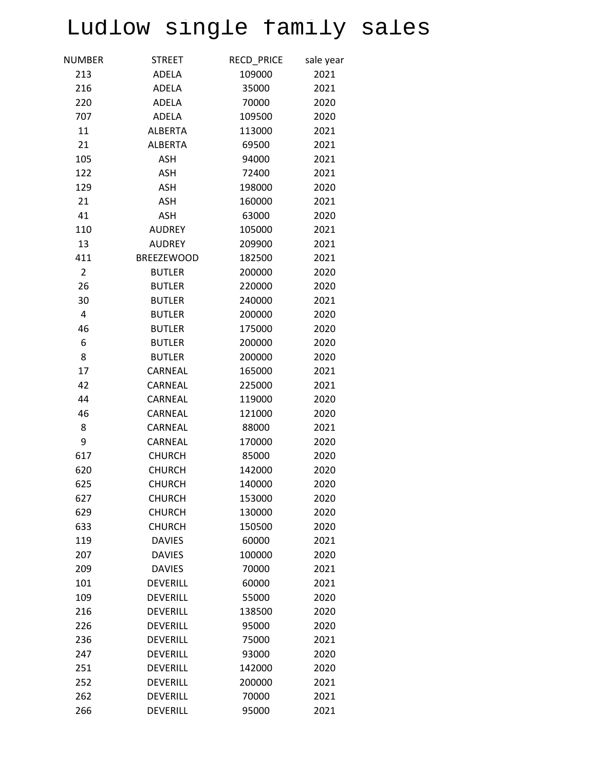# Ludlow single family sales

| NUMBER | STREET | RECD_PRICE | sale year |
|---|---|---|---|
| 213 | ADELA | 109000 | 2021 |
| 216 | ADELA | 35000 | 2021 |
| 220 | ADELA | 70000 | 2020 |
| 707 | ADELA | 109500 | 2020 |
| 11 | ALBERTA | 113000 | 2021 |
| 21 | ALBERTA | 69500 | 2021 |
| 105 | ASH | 94000 | 2021 |
| 122 | ASH | 72400 | 2021 |
| 129 | ASH | 198000 | 2020 |
| 21 | ASH | 160000 | 2021 |
| 41 | ASH | 63000 | 2020 |
| 110 | AUDREY | 105000 | 2021 |
| 13 | AUDREY | 209900 | 2021 |
| 411 | BREEZEWOOD | 182500 | 2021 |
| 2 | BUTLER | 200000 | 2020 |
| 26 | BUTLER | 220000 | 2020 |
| 30 | BUTLER | 240000 | 2021 |
| 4 | BUTLER | 200000 | 2020 |
| 46 | BUTLER | 175000 | 2020 |
| 6 | BUTLER | 200000 | 2020 |
| 8 | BUTLER | 200000 | 2020 |
| 17 | CARNEAL | 165000 | 2021 |
| 42 | CARNEAL | 225000 | 2021 |
| 44 | CARNEAL | 119000 | 2020 |
| 46 | CARNEAL | 121000 | 2020 |
| 8 | CARNEAL | 88000 | 2021 |
| 9 | CARNEAL | 170000 | 2020 |
| 617 | CHURCH | 85000 | 2020 |
| 620 | CHURCH | 142000 | 2020 |
| 625 | CHURCH | 140000 | 2020 |
| 627 | CHURCH | 153000 | 2020 |
| 629 | CHURCH | 130000 | 2020 |
| 633 | CHURCH | 150500 | 2020 |
| 119 | DAVIES | 60000 | 2021 |
| 207 | DAVIES | 100000 | 2020 |
| 209 | DAVIES | 70000 | 2021 |
| 101 | DEVERILL | 60000 | 2021 |
| 109 | DEVERILL | 55000 | 2020 |
| 216 | DEVERILL | 138500 | 2020 |
| 226 | DEVERILL | 95000 | 2020 |
| 236 | DEVERILL | 75000 | 2021 |
| 247 | DEVERILL | 93000 | 2020 |
| 251 | DEVERILL | 142000 | 2020 |
| 252 | DEVERILL | 200000 | 2021 |
| 262 | DEVERILL | 70000 | 2021 |
| 266 | DEVERILL | 95000 | 2021 |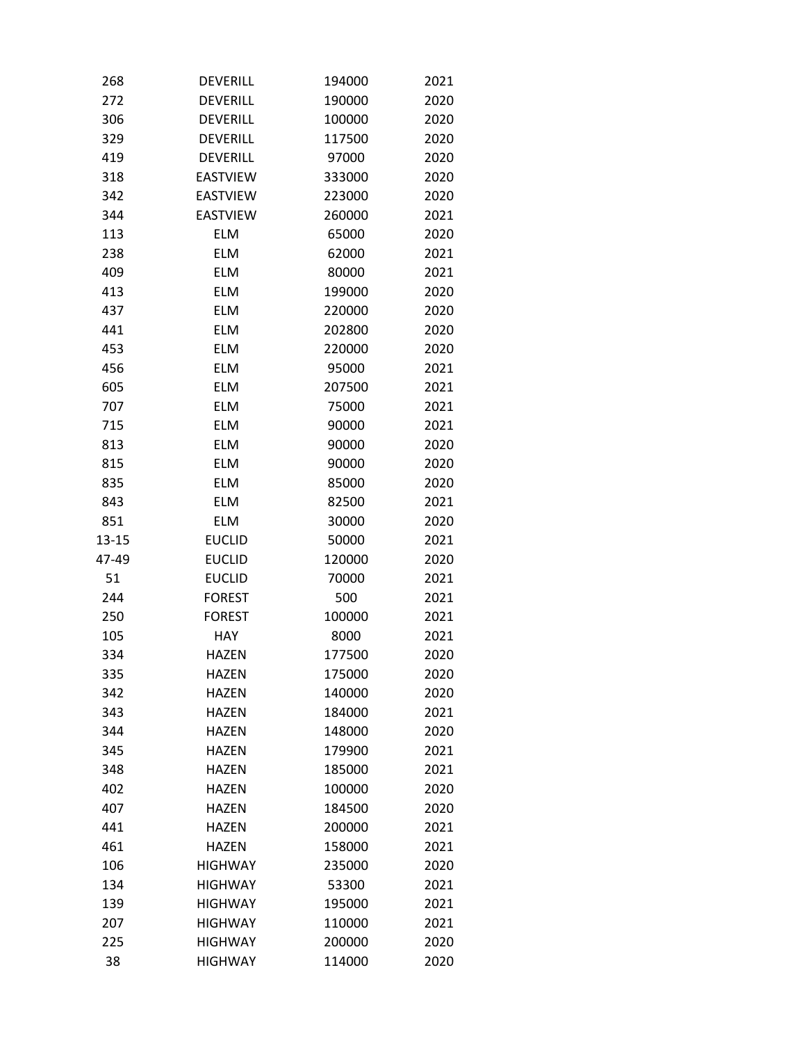| | | | |
|---|---|---|---|
| 268 | DEVERILL | 194000 | 2021 |
| 272 | DEVERILL | 190000 | 2020 |
| 306 | DEVERILL | 100000 | 2020 |
| 329 | DEVERILL | 117500 | 2020 |
| 419 | DEVERILL | 97000 | 2020 |
| 318 | EASTVIEW | 333000 | 2020 |
| 342 | EASTVIEW | 223000 | 2020 |
| 344 | EASTVIEW | 260000 | 2021 |
| 113 | ELM | 65000 | 2020 |
| 238 | ELM | 62000 | 2021 |
| 409 | ELM | 80000 | 2021 |
| 413 | ELM | 199000 | 2020 |
| 437 | ELM | 220000 | 2020 |
| 441 | ELM | 202800 | 2020 |
| 453 | ELM | 220000 | 2020 |
| 456 | ELM | 95000 | 2021 |
| 605 | ELM | 207500 | 2021 |
| 707 | ELM | 75000 | 2021 |
| 715 | ELM | 90000 | 2021 |
| 813 | ELM | 90000 | 2020 |
| 815 | ELM | 90000 | 2020 |
| 835 | ELM | 85000 | 2020 |
| 843 | ELM | 82500 | 2021 |
| 851 | ELM | 30000 | 2020 |
| 13-15 | EUCLID | 50000 | 2021 |
| 47-49 | EUCLID | 120000 | 2020 |
| 51 | EUCLID | 70000 | 2021 |
| 244 | FOREST | 500 | 2021 |
| 250 | FOREST | 100000 | 2021 |
| 105 | HAY | 8000 | 2021 |
| 334 | HAZEN | 177500 | 2020 |
| 335 | HAZEN | 175000 | 2020 |
| 342 | HAZEN | 140000 | 2020 |
| 343 | HAZEN | 184000 | 2021 |
| 344 | HAZEN | 148000 | 2020 |
| 345 | HAZEN | 179900 | 2021 |
| 348 | HAZEN | 185000 | 2021 |
| 402 | HAZEN | 100000 | 2020 |
| 407 | HAZEN | 184500 | 2020 |
| 441 | HAZEN | 200000 | 2021 |
| 461 | HAZEN | 158000 | 2021 |
| 106 | HIGHWAY | 235000 | 2020 |
| 134 | HIGHWAY | 53300 | 2021 |
| 139 | HIGHWAY | 195000 | 2021 |
| 207 | HIGHWAY | 110000 | 2021 |
| 225 | HIGHWAY | 200000 | 2020 |
| 38 | HIGHWAY | 114000 | 2020 |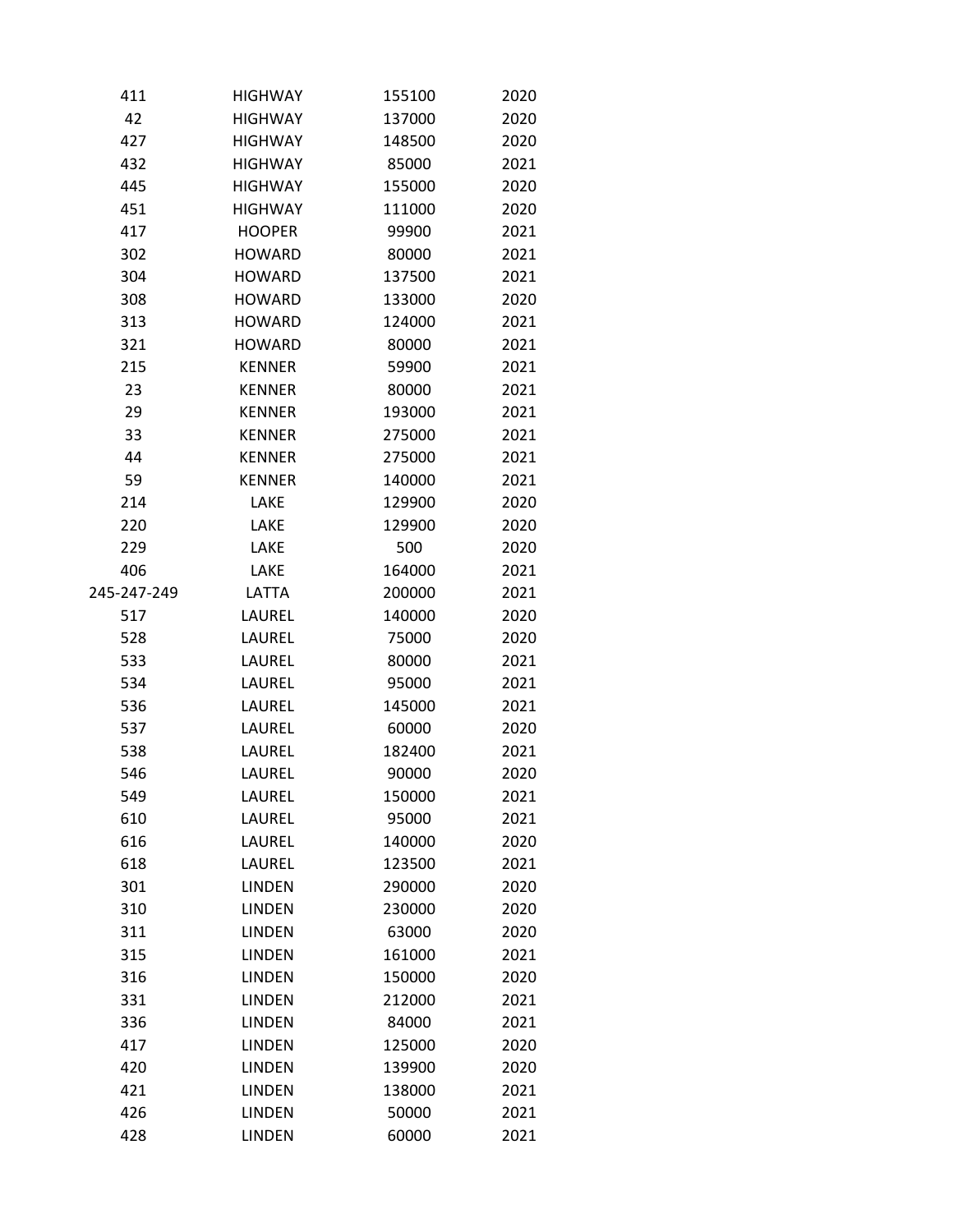| | | | |
|---|---|---|---|
| 411 | HIGHWAY | 155100 | 2020 |
| 42 | HIGHWAY | 137000 | 2020 |
| 427 | HIGHWAY | 148500 | 2020 |
| 432 | HIGHWAY | 85000 | 2021 |
| 445 | HIGHWAY | 155000 | 2020 |
| 451 | HIGHWAY | 111000 | 2020 |
| 417 | HOOPER | 99900 | 2021 |
| 302 | HOWARD | 80000 | 2021 |
| 304 | HOWARD | 137500 | 2021 |
| 308 | HOWARD | 133000 | 2020 |
| 313 | HOWARD | 124000 | 2021 |
| 321 | HOWARD | 80000 | 2021 |
| 215 | KENNER | 59900 | 2021 |
| 23 | KENNER | 80000 | 2021 |
| 29 | KENNER | 193000 | 2021 |
| 33 | KENNER | 275000 | 2021 |
| 44 | KENNER | 275000 | 2021 |
| 59 | KENNER | 140000 | 2021 |
| 214 | LAKE | 129900 | 2020 |
| 220 | LAKE | 129900 | 2020 |
| 229 | LAKE | 500 | 2020 |
| 406 | LAKE | 164000 | 2021 |
| 245-247-249 | LATTA | 200000 | 2021 |
| 517 | LAUREL | 140000 | 2020 |
| 528 | LAUREL | 75000 | 2020 |
| 533 | LAUREL | 80000 | 2021 |
| 534 | LAUREL | 95000 | 2021 |
| 536 | LAUREL | 145000 | 2021 |
| 537 | LAUREL | 60000 | 2020 |
| 538 | LAUREL | 182400 | 2021 |
| 546 | LAUREL | 90000 | 2020 |
| 549 | LAUREL | 150000 | 2021 |
| 610 | LAUREL | 95000 | 2021 |
| 616 | LAUREL | 140000 | 2020 |
| 618 | LAUREL | 123500 | 2021 |
| 301 | LINDEN | 290000 | 2020 |
| 310 | LINDEN | 230000 | 2020 |
| 311 | LINDEN | 63000 | 2020 |
| 315 | LINDEN | 161000 | 2021 |
| 316 | LINDEN | 150000 | 2020 |
| 331 | LINDEN | 212000 | 2021 |
| 336 | LINDEN | 84000 | 2021 |
| 417 | LINDEN | 125000 | 2020 |
| 420 | LINDEN | 139900 | 2020 |
| 421 | LINDEN | 138000 | 2021 |
| 426 | LINDEN | 50000 | 2021 |
| 428 | LINDEN | 60000 | 2021 |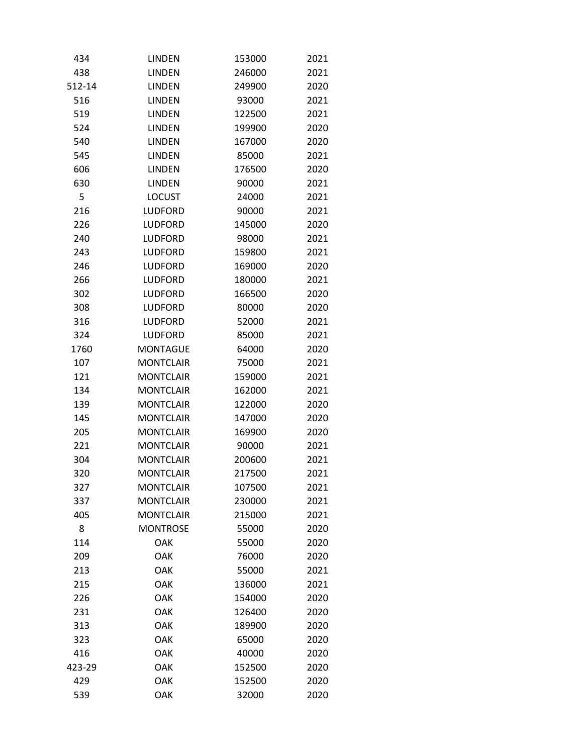| | | | |
|---|---|---|---|
| 434 | LINDEN | 153000 | 2021 |
| 438 | LINDEN | 246000 | 2021 |
| 512-14 | LINDEN | 249900 | 2020 |
| 516 | LINDEN | 93000 | 2021 |
| 519 | LINDEN | 122500 | 2021 |
| 524 | LINDEN | 199900 | 2020 |
| 540 | LINDEN | 167000 | 2020 |
| 545 | LINDEN | 85000 | 2021 |
| 606 | LINDEN | 176500 | 2020 |
| 630 | LINDEN | 90000 | 2021 |
| 5 | LOCUST | 24000 | 2021 |
| 216 | LUDFORD | 90000 | 2021 |
| 226 | LUDFORD | 145000 | 2020 |
| 240 | LUDFORD | 98000 | 2021 |
| 243 | LUDFORD | 159800 | 2021 |
| 246 | LUDFORD | 169000 | 2020 |
| 266 | LUDFORD | 180000 | 2021 |
| 302 | LUDFORD | 166500 | 2020 |
| 308 | LUDFORD | 80000 | 2020 |
| 316 | LUDFORD | 52000 | 2021 |
| 324 | LUDFORD | 85000 | 2021 |
| 1760 | MONTAGUE | 64000 | 2020 |
| 107 | MONTCLAIR | 75000 | 2021 |
| 121 | MONTCLAIR | 159000 | 2021 |
| 134 | MONTCLAIR | 162000 | 2021 |
| 139 | MONTCLAIR | 122000 | 2020 |
| 145 | MONTCLAIR | 147000 | 2020 |
| 205 | MONTCLAIR | 169900 | 2020 |
| 221 | MONTCLAIR | 90000 | 2021 |
| 304 | MONTCLAIR | 200600 | 2021 |
| 320 | MONTCLAIR | 217500 | 2021 |
| 327 | MONTCLAIR | 107500 | 2021 |
| 337 | MONTCLAIR | 230000 | 2021 |
| 405 | MONTCLAIR | 215000 | 2021 |
| 8 | MONTROSE | 55000 | 2020 |
| 114 | OAK | 55000 | 2020 |
| 209 | OAK | 76000 | 2020 |
| 213 | OAK | 55000 | 2021 |
| 215 | OAK | 136000 | 2021 |
| 226 | OAK | 154000 | 2020 |
| 231 | OAK | 126400 | 2020 |
| 313 | OAK | 189900 | 2020 |
| 323 | OAK | 65000 | 2020 |
| 416 | OAK | 40000 | 2020 |
| 423-29 | OAK | 152500 | 2020 |
| 429 | OAK | 152500 | 2020 |
| 539 | OAK | 32000 | 2020 |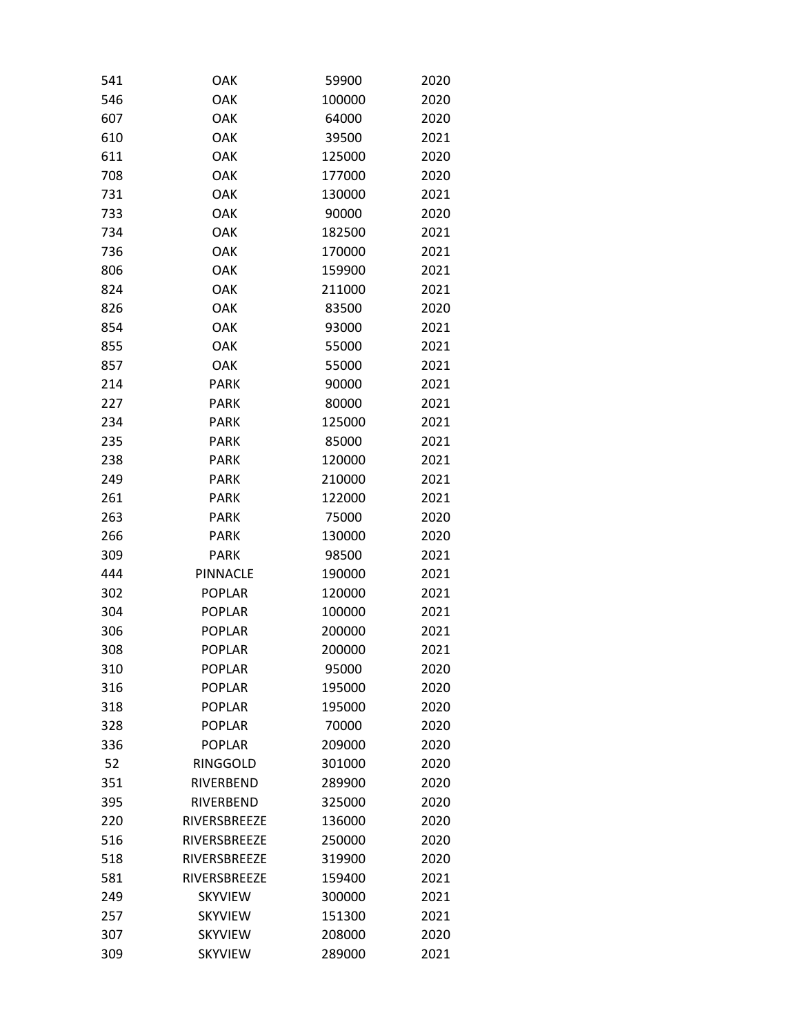| | | | |
|---|---|---|---|
| 541 | OAK | 59900 | 2020 |
| 546 | OAK | 100000 | 2020 |
| 607 | OAK | 64000 | 2020 |
| 610 | OAK | 39500 | 2021 |
| 611 | OAK | 125000 | 2020 |
| 708 | OAK | 177000 | 2020 |
| 731 | OAK | 130000 | 2021 |
| 733 | OAK | 90000 | 2020 |
| 734 | OAK | 182500 | 2021 |
| 736 | OAK | 170000 | 2021 |
| 806 | OAK | 159900 | 2021 |
| 824 | OAK | 211000 | 2021 |
| 826 | OAK | 83500 | 2020 |
| 854 | OAK | 93000 | 2021 |
| 855 | OAK | 55000 | 2021 |
| 857 | OAK | 55000 | 2021 |
| 214 | PARK | 90000 | 2021 |
| 227 | PARK | 80000 | 2021 |
| 234 | PARK | 125000 | 2021 |
| 235 | PARK | 85000 | 2021 |
| 238 | PARK | 120000 | 2021 |
| 249 | PARK | 210000 | 2021 |
| 261 | PARK | 122000 | 2021 |
| 263 | PARK | 75000 | 2020 |
| 266 | PARK | 130000 | 2020 |
| 309 | PARK | 98500 | 2021 |
| 444 | PINNACLE | 190000 | 2021 |
| 302 | POPLAR | 120000 | 2021 |
| 304 | POPLAR | 100000 | 2021 |
| 306 | POPLAR | 200000 | 2021 |
| 308 | POPLAR | 200000 | 2021 |
| 310 | POPLAR | 95000 | 2020 |
| 316 | POPLAR | 195000 | 2020 |
| 318 | POPLAR | 195000 | 2020 |
| 328 | POPLAR | 70000 | 2020 |
| 336 | POPLAR | 209000 | 2020 |
| 52 | RINGGOLD | 301000 | 2020 |
| 351 | RIVERBEND | 289900 | 2020 |
| 395 | RIVERBEND | 325000 | 2020 |
| 220 | RIVERSBREEZE | 136000 | 2020 |
| 516 | RIVERSBREEZE | 250000 | 2020 |
| 518 | RIVERSBREEZE | 319900 | 2020 |
| 581 | RIVERSBREEZE | 159400 | 2021 |
| 249 | SKYVIEW | 300000 | 2021 |
| 257 | SKYVIEW | 151300 | 2021 |
| 307 | SKYVIEW | 208000 | 2020 |
| 309 | SKYVIEW | 289000 | 2021 |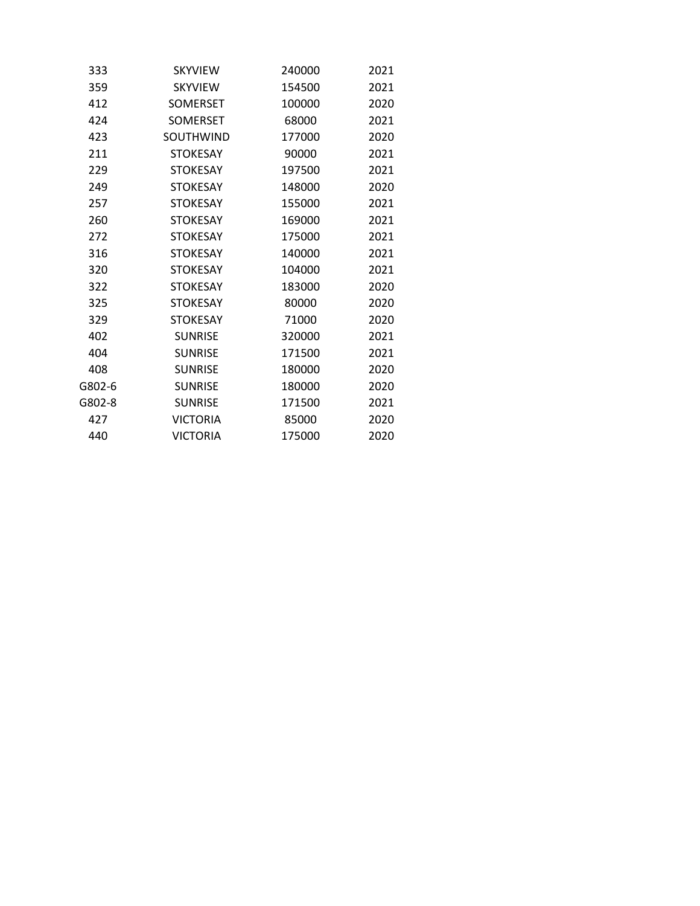| | | | |
|---|---|---|---|
| 333 | SKYVIEW | 240000 | 2021 |
| 359 | SKYVIEW | 154500 | 2021 |
| 412 | SOMERSET | 100000 | 2020 |
| 424 | SOMERSET | 68000 | 2021 |
| 423 | SOUTHWIND | 177000 | 2020 |
| 211 | STOKESAY | 90000 | 2021 |
| 229 | STOKESAY | 197500 | 2021 |
| 249 | STOKESAY | 148000 | 2020 |
| 257 | STOKESAY | 155000 | 2021 |
| 260 | STOKESAY | 169000 | 2021 |
| 272 | STOKESAY | 175000 | 2021 |
| 316 | STOKESAY | 140000 | 2021 |
| 320 | STOKESAY | 104000 | 2021 |
| 322 | STOKESAY | 183000 | 2020 |
| 325 | STOKESAY | 80000 | 2020 |
| 329 | STOKESAY | 71000 | 2020 |
| 402 | SUNRISE | 320000 | 2021 |
| 404 | SUNRISE | 171500 | 2021 |
| 408 | SUNRISE | 180000 | 2020 |
| G802-6 | SUNRISE | 180000 | 2020 |
| G802-8 | SUNRISE | 171500 | 2021 |
| 427 | VICTORIA | 85000 | 2020 |
| 440 | VICTORIA | 175000 | 2020 |